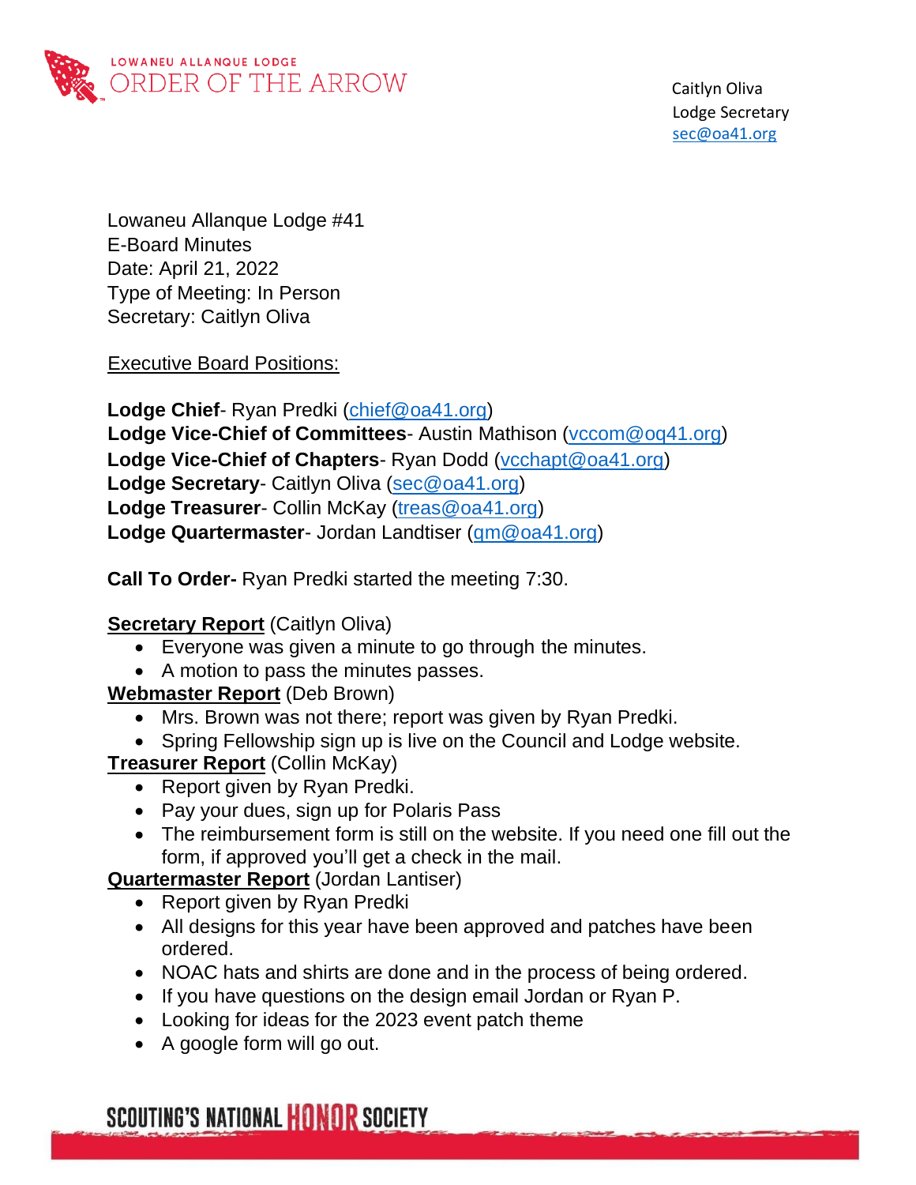LOWANEU ALLANQUE LODGE
ORDER OF THE ARROW

Caitlyn Oliva
Lodge Secretary
sec@oa41.org

Lowaneu Allanque Lodge #41
E-Board Minutes
Date: April 21, 2022
Type of Meeting: In Person
Secretary: Caitlyn Oliva

Executive Board Positions:

**Lodge Chief**- Ryan Predki (chief@oa41.org)
**Lodge Vice-Chief of Committees**- Austin Mathison (vccom@oq41.org)
**Lodge Vice-Chief of Chapters**- Ryan Dodd (vcchapt@oa41.org)
**Lodge Secretary**- Caitlyn Oliva (sec@oa41.org)
**Lodge Treasurer**- Collin McKay (treas@oa41.org)
**Lodge Quartermaster**- Jordan Landtiser (qm@oa41.org)

**Call To Order-** Ryan Predki started the meeting 7:30.

**Secretary Report** (Caitlyn Oliva)

- Everyone was given a minute to go through the minutes.
- A motion to pass the minutes passes.

**Webmaster Report** (Deb Brown)

- Mrs. Brown was not there; report was given by Ryan Predki.
- Spring Fellowship sign up is live on the Council and Lodge website.

**Treasurer Report** (Collin McKay)

- Report given by Ryan Predki.
- Pay your dues, sign up for Polaris Pass
- The reimbursement form is still on the website. If you need one fill out the form, if approved you'll get a check in the mail.

**Quartermaster Report** (Jordan Lantiser)

- Report given by Ryan Predki
- All designs for this year have been approved and patches have been ordered.
- NOAC hats and shirts are done and in the process of being ordered.
- If you have questions on the design email Jordan or Ryan P.
- Looking for ideas for the 2023 event patch theme
- A google form will go out.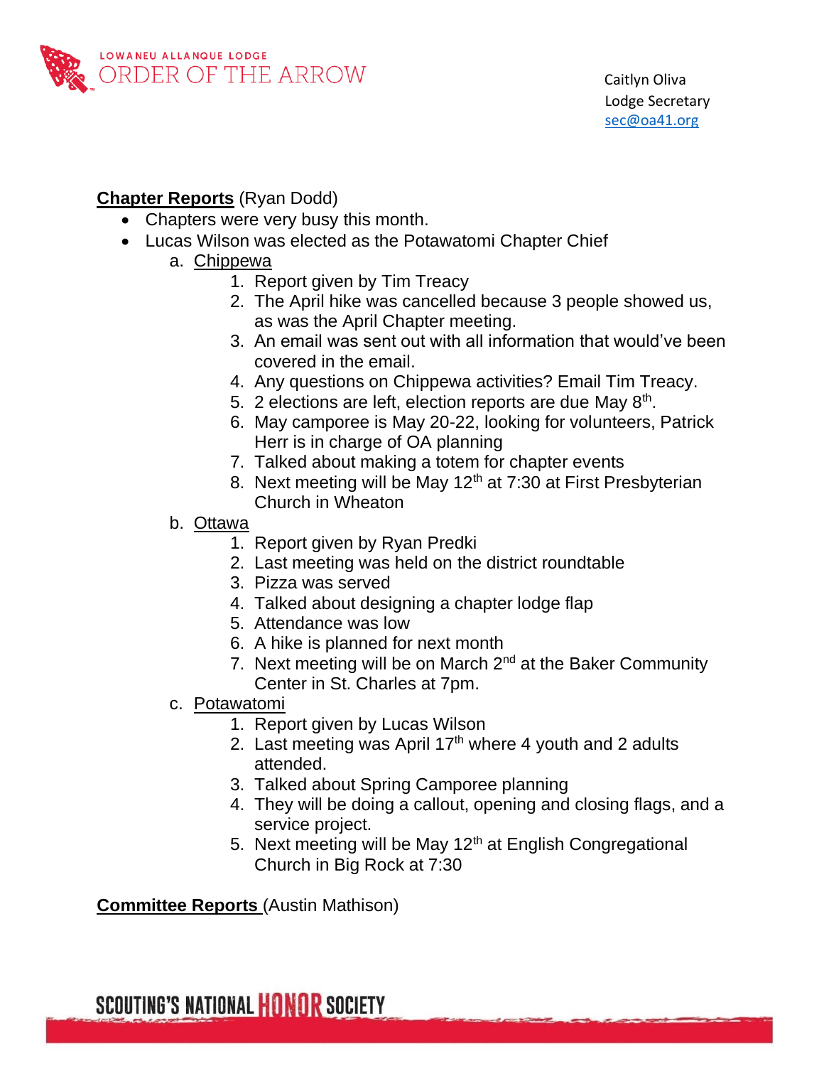**Chapter Reports** (Ryan Dodd)

- Chapters were very busy this month.
- Lucas Wilson was elected as the Potawatomi Chapter Chief
  a. Chippewa
     1. Report given by Tim Treacy
     2. The April hike was cancelled because 3 people showed us, as was the April Chapter meeting.
     3. An email was sent out with all information that would've been covered in the email.
     4. Any questions on Chippewa activities? Email Tim Treacy.
     5. 2 elections are left, election reports are due May 8th.
     6. May camporee is May 20-22, looking for volunteers, Patrick Herr is in charge of OA planning
     7. Talked about making a totem for chapter events
     8. Next meeting will be May 12th at 7:30 at First Presbyterian Church in Wheaton
  b. Ottawa
     1. Report given by Ryan Predki
     2. Last meeting was held on the district roundtable
     3. Pizza was served
     4. Talked about designing a chapter lodge flap
     5. Attendance was low
     6. A hike is planned for next month
     7. Next meeting will be on March 2nd at the Baker Community Center in St. Charles at 7pm.
  c. Potawatomi
     1. Report given by Lucas Wilson
     2. Last meeting was April 17th where 4 youth and 2 adults attended.
     3. Talked about Spring Camporee planning
     4. They will be doing a callout, opening and closing flags, and a service project.
     5. Next meeting will be May 12th at English Congregational Church in Big Rock at 7:30

**Committee Reports** (Austin Mathison)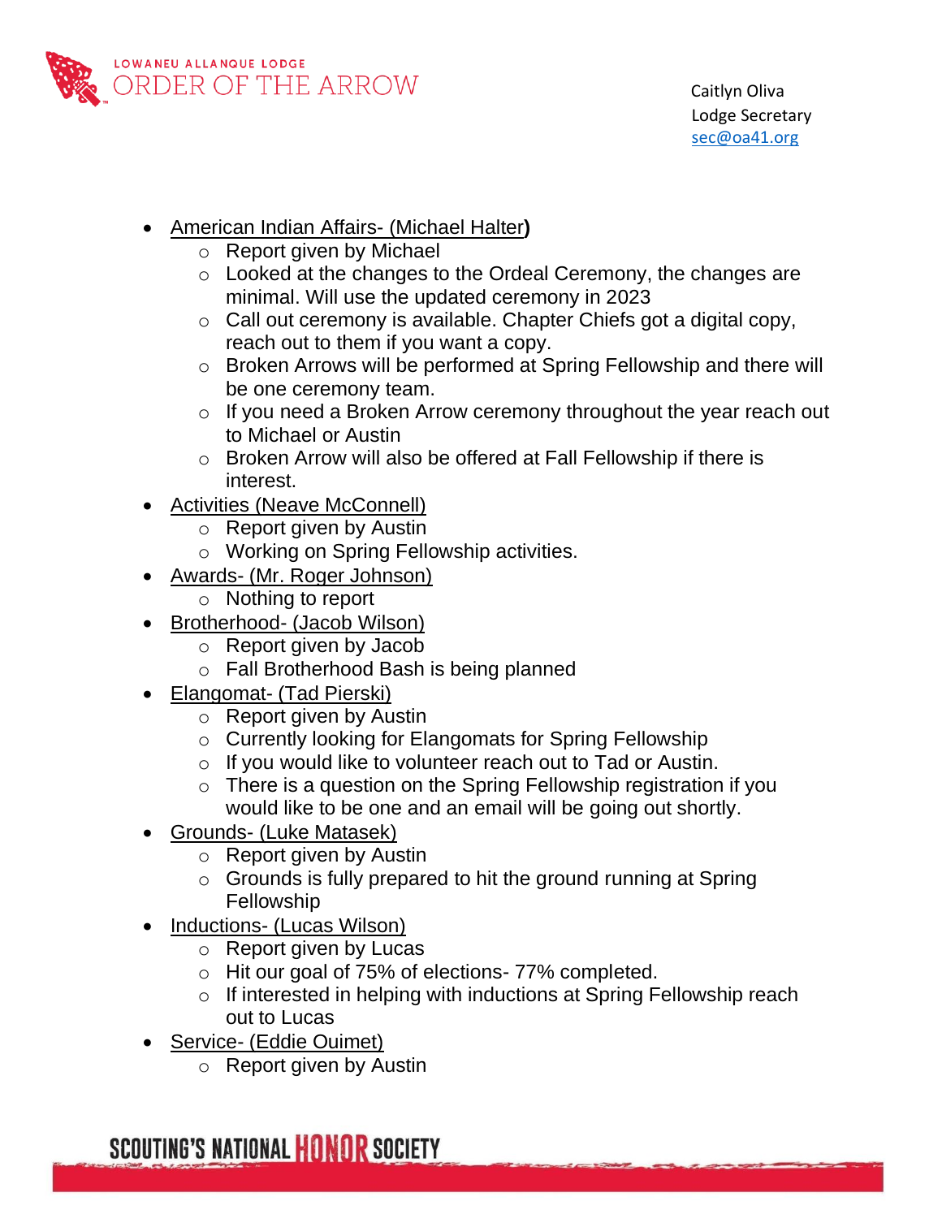- American Indian Affairs- (Michael Halter**)**
  - Report given by Michael
  - Looked at the changes to the Ordeal Ceremony, the changes are minimal. Will use the updated ceremony in 2023
  - Call out ceremony is available. Chapter Chiefs got a digital copy, reach out to them if you want a copy.
  - Broken Arrows will be performed at Spring Fellowship and there will be one ceremony team.
  - If you need a Broken Arrow ceremony throughout the year reach out to Michael or Austin
  - Broken Arrow will also be offered at Fall Fellowship if there is interest.
- Activities (Neave McConnell)
  - Report given by Austin
  - Working on Spring Fellowship activities.
- Awards- (Mr. Roger Johnson)
  - Nothing to report
- Brotherhood- (Jacob Wilson)
  - Report given by Jacob
  - Fall Brotherhood Bash is being planned
- Elangomat- (Tad Pierski)
  - Report given by Austin
  - Currently looking for Elangomats for Spring Fellowship
  - If you would like to volunteer reach out to Tad or Austin.
  - There is a question on the Spring Fellowship registration if you would like to be one and an email will be going out shortly.
- Grounds- (Luke Matasek)
  - Report given by Austin
  - Grounds is fully prepared to hit the ground running at Spring Fellowship
- Inductions- (Lucas Wilson)
  - Report given by Lucas
  - Hit our goal of 75% of elections- 77% completed.
  - If interested in helping with inductions at Spring Fellowship reach out to Lucas
- Service- (Eddie Ouimet)
  - Report given by Austin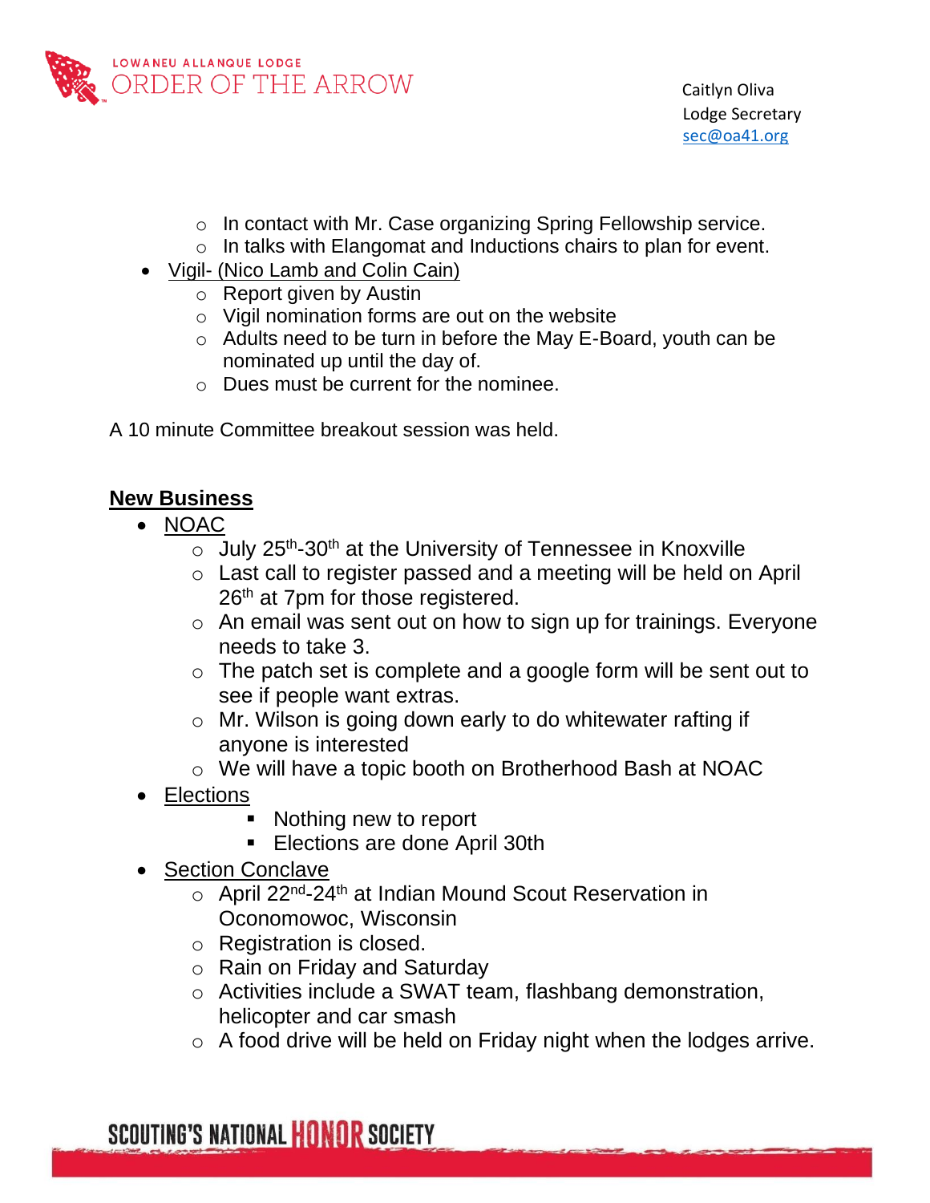- In contact with Mr. Case organizing Spring Fellowship service.
- In talks with Elangomat and Inductions chairs to plan for event.

- Vigil- (Nico Lamb and Colin Cain)
  - Report given by Austin
  - Vigil nomination forms are out on the website
  - Adults need to be turn in before the May E-Board, youth can be nominated up until the day of.
  - Dues must be current for the nominee.

A 10 minute Committee breakout session was held.

## New Business

- NOAC
  - July 25th-30th at the University of Tennessee in Knoxville
  - Last call to register passed and a meeting will be held on April 26th at 7pm for those registered.
  - An email was sent out on how to sign up for trainings. Everyone needs to take 3.
  - The patch set is complete and a google form will be sent out to see if people want extras.
  - Mr. Wilson is going down early to do whitewater rafting if anyone is interested
  - We will have a topic booth on Brotherhood Bash at NOAC
- Elections
  - Nothing new to report
  - Elections are done April 30th
- Section Conclave
  - April 22nd-24th at Indian Mound Scout Reservation in Oconomowoc, Wisconsin
  - Registration is closed.
  - Rain on Friday and Saturday
  - Activities include a SWAT team, flashbang demonstration, helicopter and car smash
  - A food drive will be held on Friday night when the lodges arrive.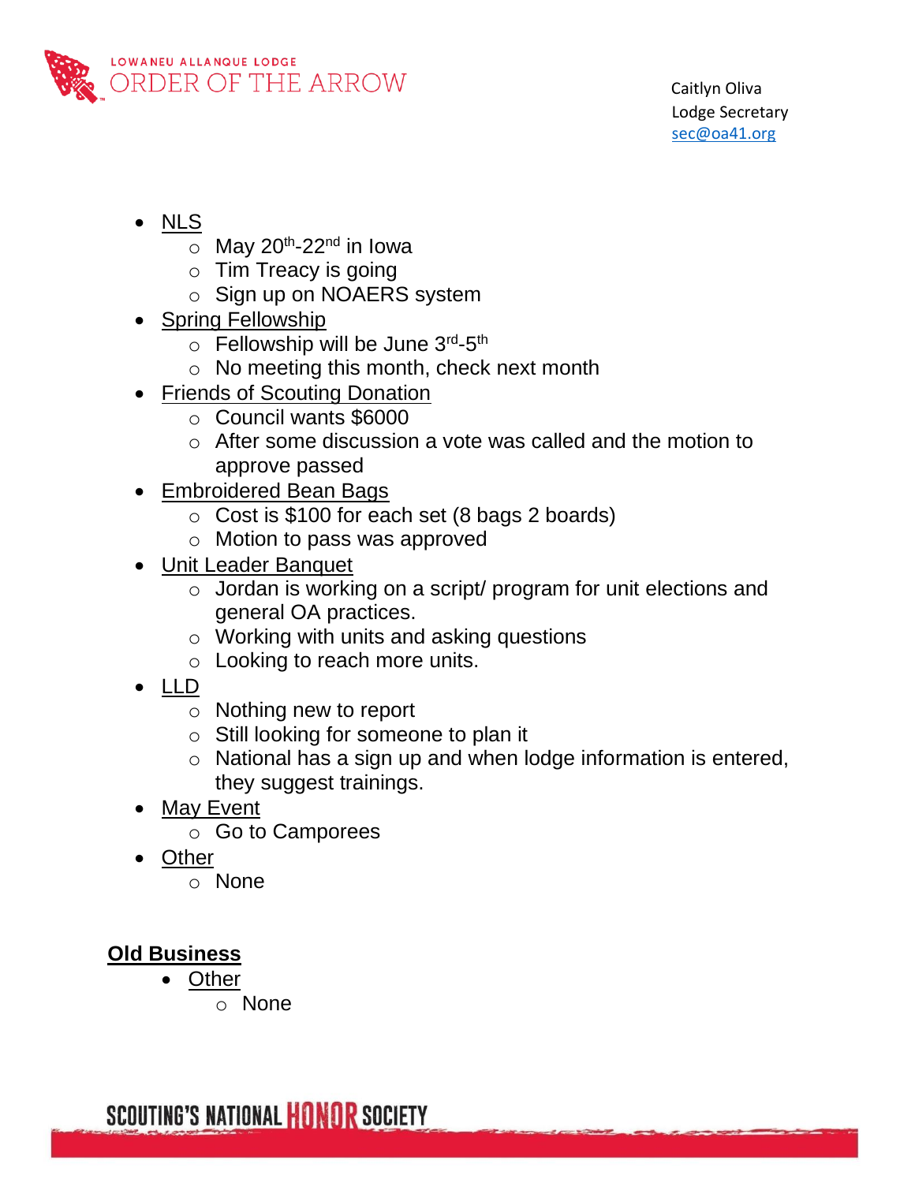- NLS
  - May 20th-22nd in Iowa
  - Tim Treacy is going
  - Sign up on NOAERS system
- Spring Fellowship
  - Fellowship will be June 3rd-5th
  - No meeting this month, check next month
- Friends of Scouting Donation
  - Council wants $6000
  - After some discussion a vote was called and the motion to approve passed
- Embroidered Bean Bags
  - Cost is $100 for each set (8 bags 2 boards)
  - Motion to pass was approved
- Unit Leader Banquet
  - Jordan is working on a script/ program for unit elections and general OA practices.
  - Working with units and asking questions
  - Looking to reach more units.
- LLD
  - Nothing new to report
  - Still looking for someone to plan it
  - National has a sign up and when lodge information is entered, they suggest trainings.
- May Event
  - Go to Camporees
- Other
  - None

**Old Business**

- Other
  - None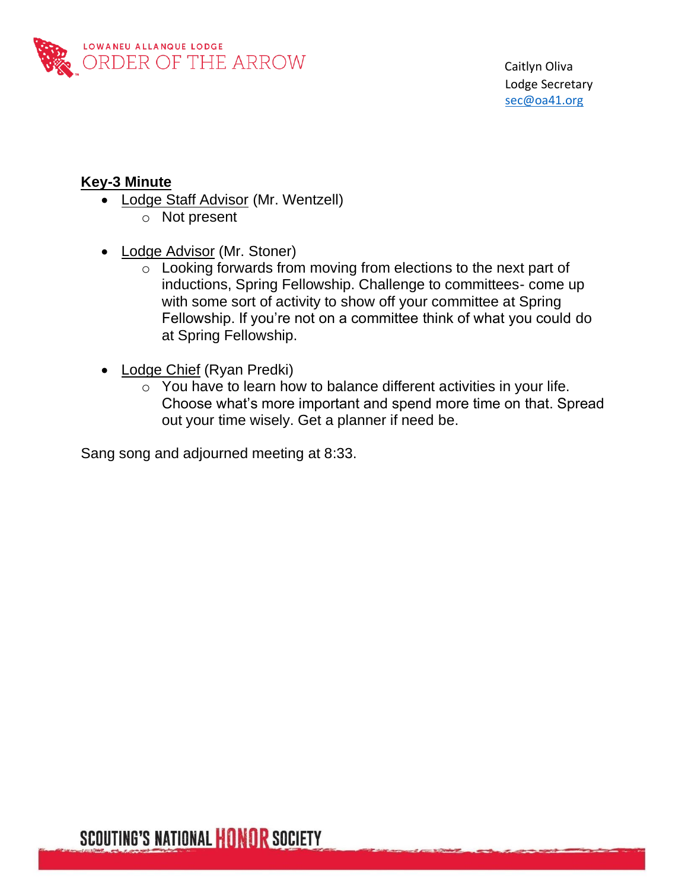**Key-3 Minute**

- Lodge Staff Advisor (Mr. Wentzell)
  - Not present
- Lodge Advisor (Mr. Stoner)
  - Looking forwards from moving from elections to the next part of inductions, Spring Fellowship. Challenge to committees- come up with some sort of activity to show off your committee at Spring Fellowship. If you're not on a committee think of what you could do at Spring Fellowship.
- Lodge Chief (Ryan Predki)
  - You have to learn how to balance different activities in your life. Choose what's more important and spend more time on that. Spread out your time wisely. Get a planner if need be.

Sang song and adjourned meeting at 8:33.